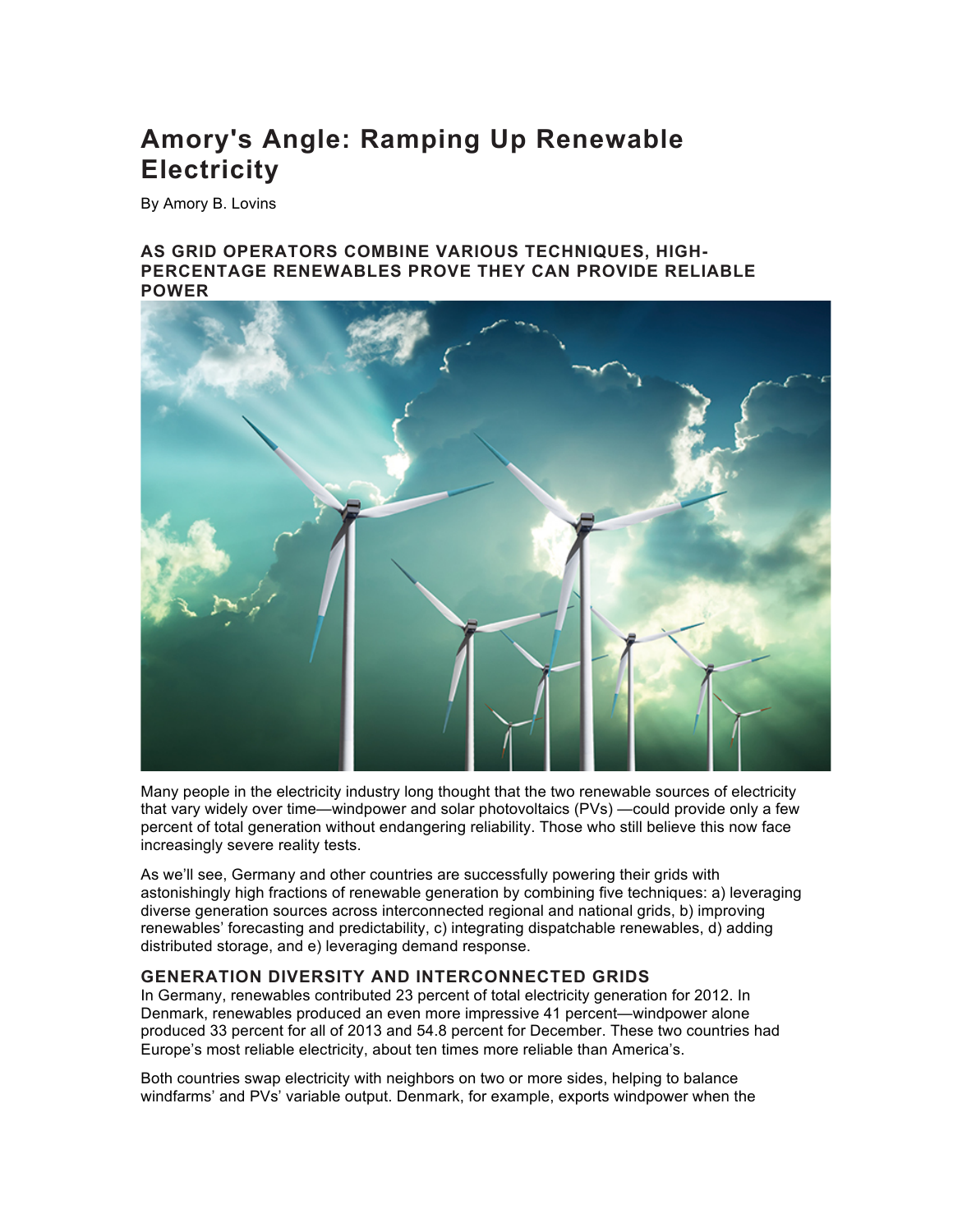# Amory's Angle: Ramping Up Renewable Electricity

By Amory B. Lovins

### AS GRID OPERATORS COMBINE VARIOUS TECHNIQUES, HIGH-PERCENTAGE RENEWABLES PROVE THEY CAN PROVIDE RELIABLE POWER

Many people in the electricity industry long thought that the two renewable sources of electricity that vary widely over time—windpower and solar photovoltaics (PVs) —could provide only a few percent of total generation without endangering reliability. Those who still believe this now face increasingly severe reality tests.

As we'll see, Germany and other countries are successfully powering their grids with astonishingly high fractions of renewable generation by combining five techniques: a) leveraging diverse generation sources across interconnected regional and national grids, b) improving renewables' forecasting and predictability, c) integrating dispatchable renewables, d) adding distributed storage, and e) leveraging demand response.

### GENERATION DIVERSITY AND INTERCONNECTED GRIDS

In Germany, renewables contributed 23 percent of total electricity generation for 2012. In Denmark, renewables produced an even more impressive 41 percent—windpower alone produced 33 percent for all of 2013 and 54.8 percent for December. These two countries had Europe's most reliable electricity, about ten times more reliable than America's.

Both countries swap electricity with neighbors on two or more sides, helping to balance windfarms' and PVs' variable output. Denmark, for example, exports windpower when the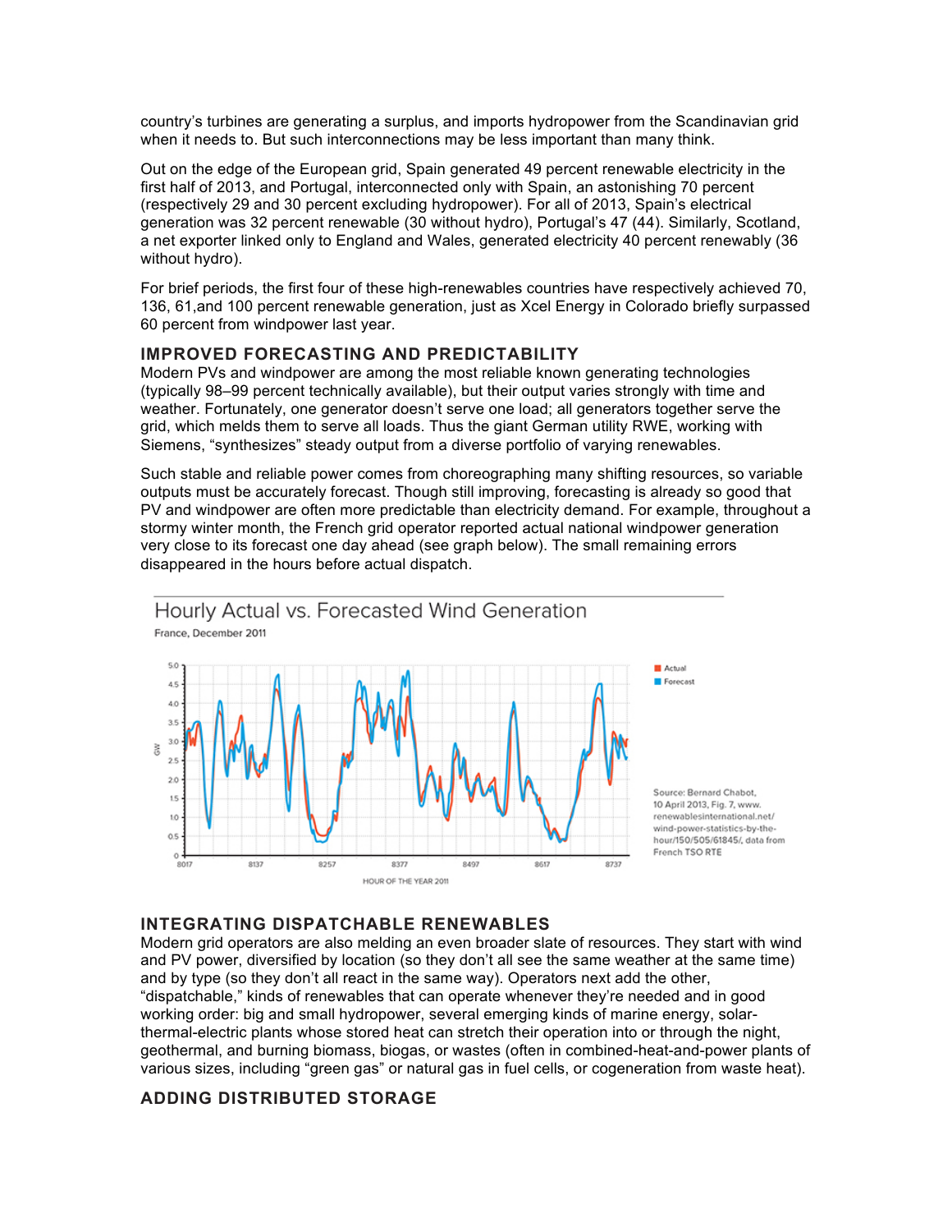country's turbines are generating a surplus, and imports hydropower from the Scandinavian grid when it needs to. But such interconnections may be less important than many think.

Out on the edge of the European grid, Spain generated 49 percent renewable electricity in the first half of 2013, and Portugal, interconnected only with Spain, an astonishing 70 percent (respectively 29 and 30 percent excluding hydropower). For all of 2013, Spain's electrical generation was 32 percent renewable (30 without hydro), Portugal's 47 (44). Similarly, Scotland, a net exporter linked only to England and Wales, generated electricity 40 percent renewably (36 without hydro).

For brief periods, the first four of these high-renewables countries have respectively achieved 70, 136, 61,and 100 percent renewable generation, just as Xcel Energy in Colorado briefly surpassed 60 percent from windpower last year.

### IMPROVED FORECASTING AND PREDICTABILITY

Modern PVs and windpower are among the most reliable known generating technologies (typically 98–99 percent technically available), but their output varies strongly with time and weather. Fortunately, one generator doesn't serve one load; all generators together serve the grid, which melds them to serve all loads. Thus the giant German utility RWE, working with Siemens, "synthesizes" steady output from a diverse portfolio of varying renewables.

Such stable and reliable power comes from choreographing many shifting resources, so variable outputs must be accurately forecast. Though still improving, forecasting is already so good that PV and windpower are often more predictable than electricity demand. For example, throughout a stormy winter month, the French grid operator reported actual national windpower generation very close to its forecast one day ahead (see graph below). The small remaining errors disappeared in the hours before actual dispatch.

**Hourly Actual vs. Forecasted Wind Generation**

France, December 2011

Source: Bernard Chabot, 10 April 2013, Fig. 7, www.renewablesinternational.net/wind-power-statistics-by-the-hour/150/505/61845/, data from French TSO RTE

### INTEGRATING DISPATCHABLE RENEWABLES

Modern grid operators are also melding an even broader slate of resources. They start with wind and PV power, diversified by location (so they don't all see the same weather at the same time) and by type (so they don't all react in the same way). Operators next add the other, "dispatchable," kinds of renewables that can operate whenever they're needed and in good working order: big and small hydropower, several emerging kinds of marine energy, solar-thermal-electric plants whose stored heat can stretch their operation into or through the night, geothermal, and burning biomass, biogas, or wastes (often in combined-heat-and-power plants of various sizes, including "green gas" or natural gas in fuel cells, or cogeneration from waste heat).

### ADDING DISTRIBUTED STORAGE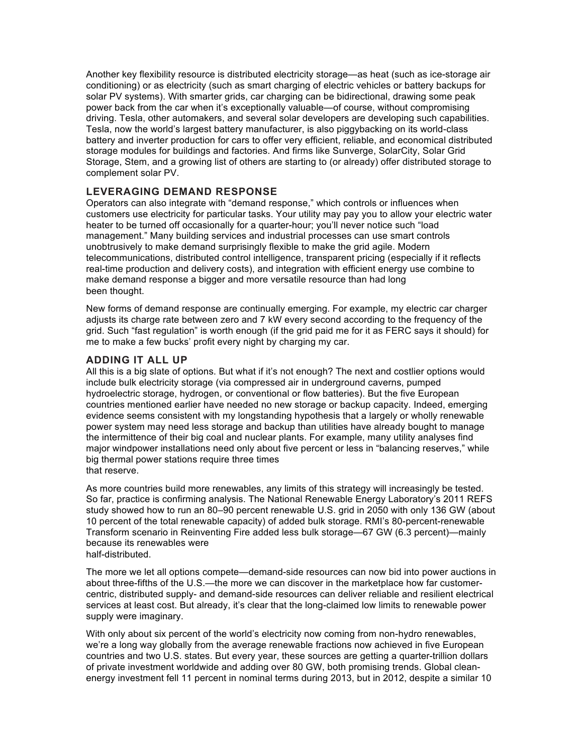Another key flexibility resource is distributed electricity storage—as heat (such as ice-storage air conditioning) or as electricity (such as smart charging of electric vehicles or battery backups for solar PV systems). With smarter grids, car charging can be bidirectional, drawing some peak power back from the car when it's exceptionally valuable—of course, without compromising driving. Tesla, other automakers, and several solar developers are developing such capabilities. Tesla, now the world's largest battery manufacturer, is also piggybacking on its world-class battery and inverter production for cars to offer very efficient, reliable, and economical distributed storage modules for buildings and factories. And firms like Sunverge, SolarCity, Solar Grid Storage, Stem, and a growing list of others are starting to (or already) offer distributed storage to complement solar PV.

## LEVERAGING DEMAND RESPONSE

Operators can also integrate with "demand response," which controls or influences when customers use electricity for particular tasks. Your utility may pay you to allow your electric water heater to be turned off occasionally for a quarter-hour; you'll never notice such "load management." Many building services and industrial processes can use smart controls unobtrusively to make demand surprisingly flexible to make the grid agile. Modern telecommunications, distributed control intelligence, transparent pricing (especially if it reflects real-time production and delivery costs), and integration with efficient energy use combine to make demand response a bigger and more versatile resource than had long been thought.

New forms of demand response are continually emerging. For example, my electric car charger adjusts its charge rate between zero and 7 kW every second according to the frequency of the grid. Such "fast regulation" is worth enough (if the grid paid me for it as FERC says it should) for me to make a few bucks' profit every night by charging my car.

## ADDING IT ALL UP

All this is a big slate of options. But what if it's not enough? The next and costlier options would include bulk electricity storage (via compressed air in underground caverns, pumped hydroelectric storage, hydrogen, or conventional or flow batteries). But the five European countries mentioned earlier have needed no new storage or backup capacity. Indeed, emerging evidence seems consistent with my longstanding hypothesis that a largely or wholly renewable power system may need less storage and backup than utilities have already bought to manage the intermittence of their big coal and nuclear plants. For example, many utility analyses find major windpower installations need only about five percent or less in "balancing reserves," while big thermal power stations require three times that reserve.

As more countries build more renewables, any limits of this strategy will increasingly be tested. So far, practice is confirming analysis. The National Renewable Energy Laboratory's 2011 REFS study showed how to run an 80–90 percent renewable U.S. grid in 2050 with only 136 GW (about 10 percent of the total renewable capacity) of added bulk storage. RMI's 80-percent-renewable Transform scenario in Reinventing Fire added less bulk storage—67 GW (6.3 percent)—mainly because its renewables were half-distributed.

The more we let all options compete—demand-side resources can now bid into power auctions in about three-fifths of the U.S.—the more we can discover in the marketplace how far customer-centric, distributed supply- and demand-side resources can deliver reliable and resilient electrical services at least cost. But already, it's clear that the long-claimed low limits to renewable power supply were imaginary.

With only about six percent of the world's electricity now coming from non-hydro renewables, we're a long way globally from the average renewable fractions now achieved in five European countries and two U.S. states. But every year, these sources are getting a quarter-trillion dollars of private investment worldwide and adding over 80 GW, both promising trends. Global clean-energy investment fell 11 percent in nominal terms during 2013, but in 2012, despite a similar 10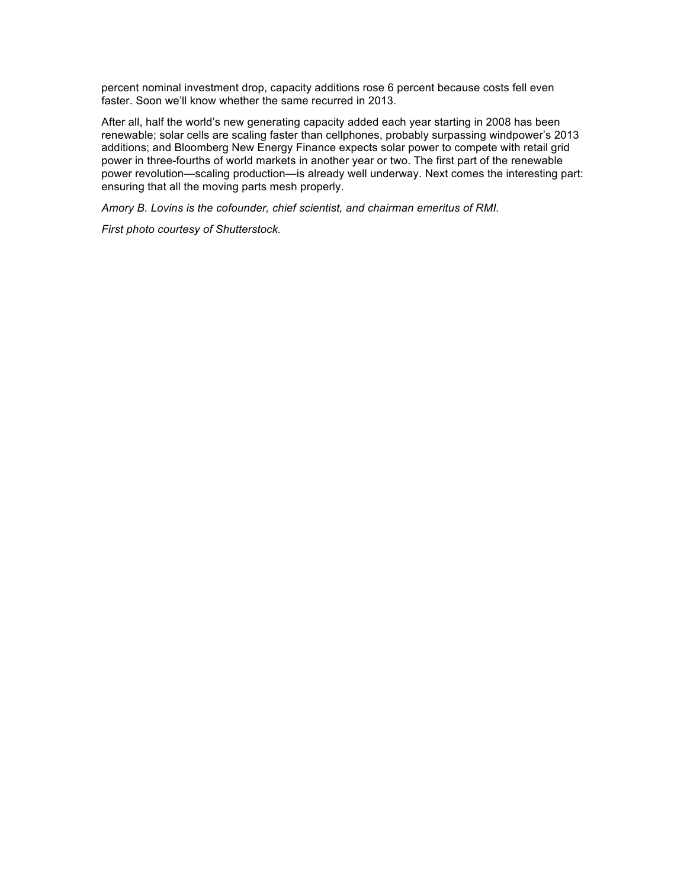percent nominal investment drop, capacity additions rose 6 percent because costs fell even faster. Soon we'll know whether the same recurred in 2013.

After all, half the world's new generating capacity added each year starting in 2008 has been renewable; solar cells are scaling faster than cellphones, probably surpassing windpower's 2013 additions; and Bloomberg New Energy Finance expects solar power to compete with retail grid power in three-fourths of world markets in another year or two. The first part of the renewable power revolution—scaling production—is already well underway. Next comes the interesting part: ensuring that all the moving parts mesh properly.

*Amory B. Lovins is the cofounder, chief scientist, and chairman emeritus of RMI.*

*First photo courtesy of Shutterstock.*